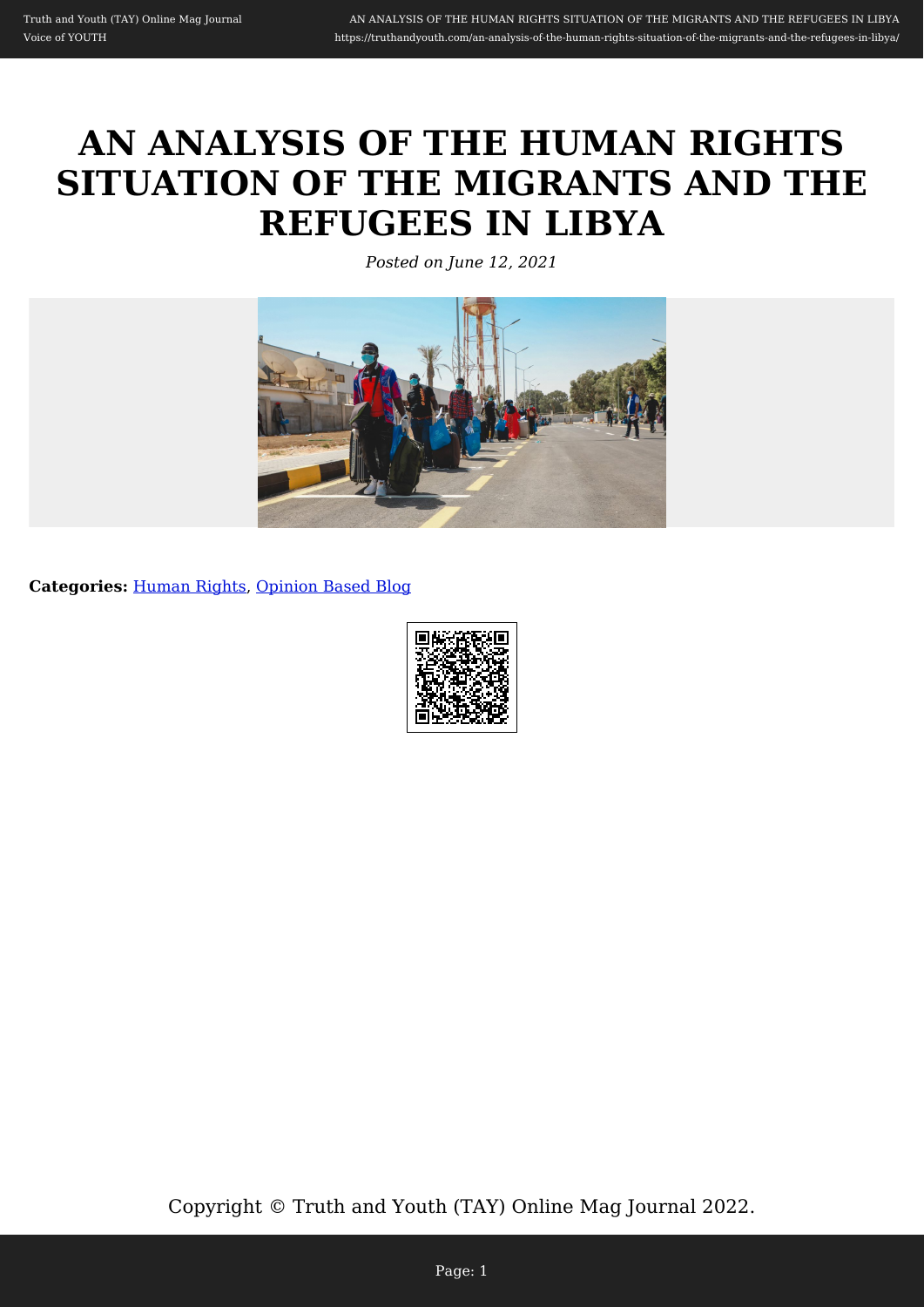# AN ANALYSIS OF THE HUMAN RIGHTS SITUATION OF THE MIGRANTS AND THE REFUGEES IN LIBYA

*Posted on June 12, 2021*

**Categories:** Human Rights, Opinion Based Blog

Copyright © Truth and Youth (TAY) Online Mag Journal 2022.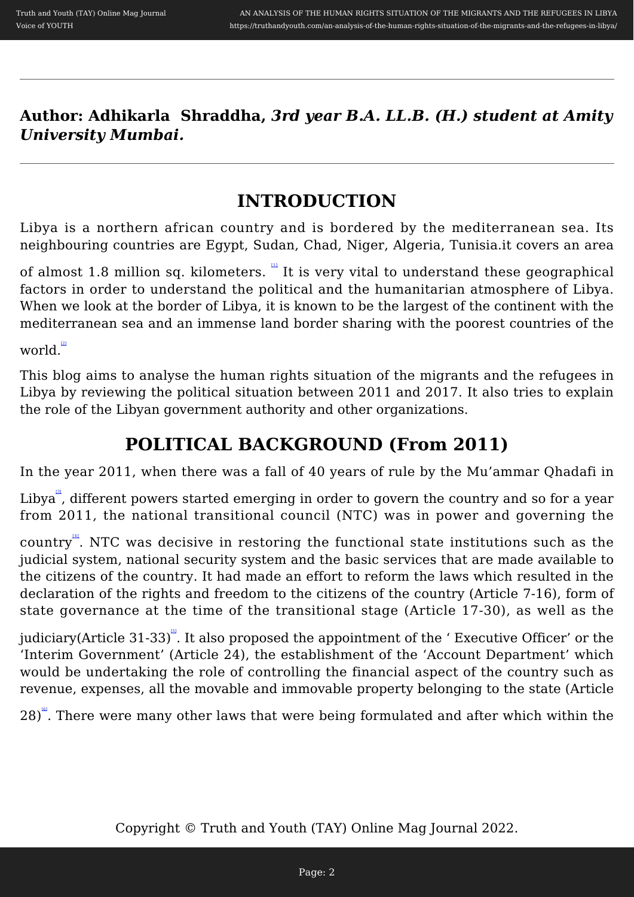**Author: Adhikarla Shraddha,** ***3rd year B.A. LL.B. (H.) student at Amity University Mumbai.***

## INTRODUCTION

Libya is a northern african country and is bordered by the mediterranean sea. Its neighbouring countries are Egypt, Sudan, Chad, Niger, Algeria, Tunisia.it covers an area of almost 1.8 million sq. kilometers. [1] It is very vital to understand these geographical factors in order to understand the political and the humanitarian atmosphere of Libya. When we look at the border of Libya, it is known to be the largest of the continent with the mediterranean sea and an immense land border sharing with the poorest countries of the world.[2]

This blog aims to analyse the human rights situation of the migrants and the refugees in Libya by reviewing the political situation between 2011 and 2017. It also tries to explain the role of the Libyan government authority and other organizations.

## POLITICAL BACKGROUND (From 2011)

In the year 2011, when there was a fall of 40 years of rule by the Mu'ammar Qhadafi in Libya[3], different powers started emerging in order to govern the country and so for a year from 2011, the national transitional council (NTC) was in power and governing the country[4]. NTC was decisive in restoring the functional state institutions such as the judicial system, national security system and the basic services that are made available to the citizens of the country. It had made an effort to reform the laws which resulted in the declaration of the rights and freedom to the citizens of the country (Article 7-16), form of state governance at the time of the transitional stage (Article 17-30), as well as the judiciary(Article 31-33)[5]. It also proposed the appointment of the ' Executive Officer' or the 'Interim Government' (Article 24), the establishment of the 'Account Department' which would be undertaking the role of controlling the financial aspect of the country such as revenue, expenses, all the movable and immovable property belonging to the state (Article 28)[6]. There were many other laws that were being formulated and after which within the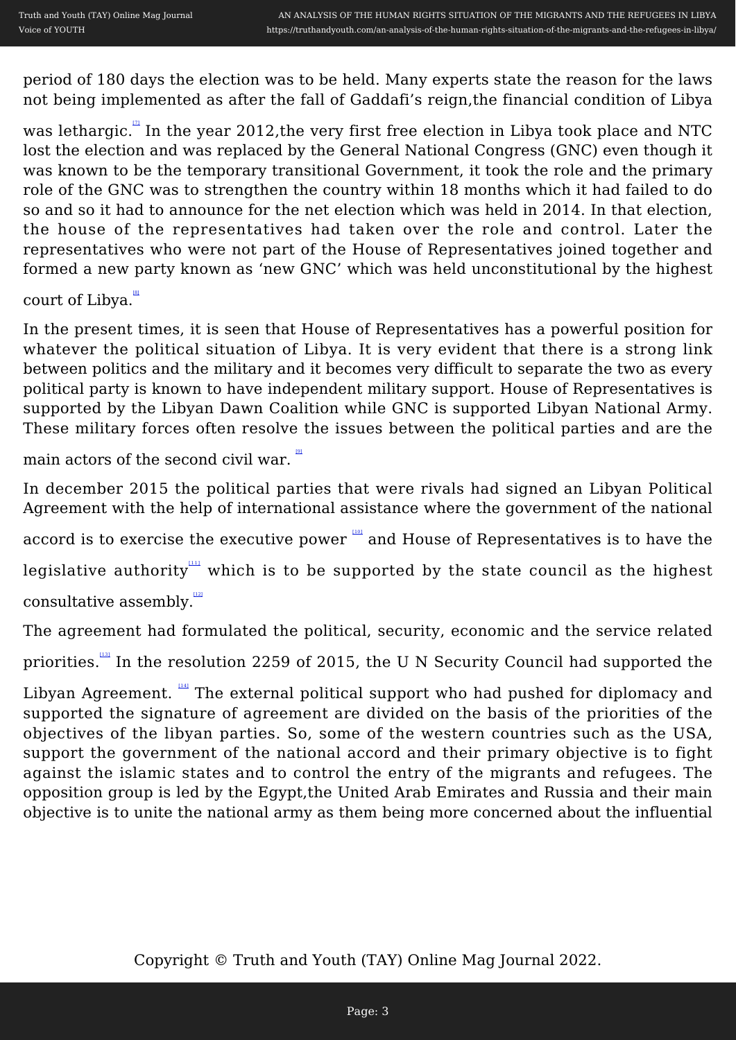period of 180 days the election was to be held. Many experts state the reason for the laws not being implemented as after the fall of Gaddafi's reign,the financial condition of Libya was lethargic.[7] In the year 2012,the very first free election in Libya took place and NTC lost the election and was replaced by the General National Congress (GNC) even though it was known to be the temporary transitional Government, it took the role and the primary role of the GNC was to strengthen the country within 18 months which it had failed to do so and so it had to announce for the net election which was held in 2014. In that election, the house of the representatives had taken over the role and control. Later the representatives who were not part of the House of Representatives joined together and formed a new party known as 'new GNC' which was held unconstitutional by the highest court of Libya.[8]

In the present times, it is seen that House of Representatives has a powerful position for whatever the political situation of Libya. It is very evident that there is a strong link between politics and the military and it becomes very difficult to separate the two as every political party is known to have independent military support. House of Representatives is supported by the Libyan Dawn Coalition while GNC is supported Libyan National Army. These military forces often resolve the issues between the political parties and are the main actors of the second civil war. [9]

In december 2015 the political parties that were rivals had signed an Libyan Political Agreement with the help of international assistance where the government of the national accord is to exercise the executive power [10] and House of Representatives is to have the legislative authority[11] which is to be supported by the state council as the highest consultative assembly.[12]

The agreement had formulated the political, security, economic and the service related priorities.[13] In the resolution 2259 of 2015, the U N Security Council had supported the Libyan Agreement. [14] The external political support who had pushed for diplomacy and supported the signature of agreement are divided on the basis of the priorities of the objectives of the libyan parties. So, some of the western countries such as the USA, support the government of the national accord and their primary objective is to fight against the islamic states and to control the entry of the migrants and refugees. The opposition group is led by the Egypt,the United Arab Emirates and Russia and their main objective is to unite the national army as them being more concerned about the influential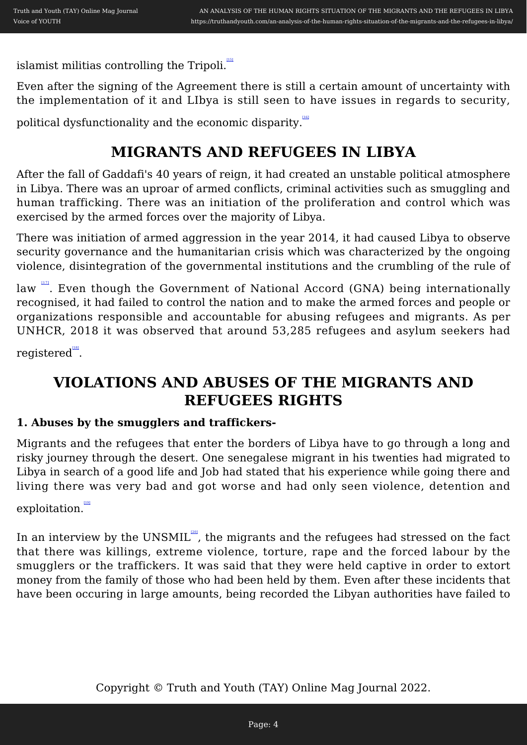islamist militias controlling the Tripoli.[15]

Even after the signing of the Agreement there is still a certain amount of uncertainty with the implementation of it and LIbya is still seen to have issues in regards to security, political dysfunctionality and the economic disparity.[16]

## MIGRANTS AND REFUGEES IN LIBYA

After the fall of Gaddafi's 40 years of reign, it had created an unstable political atmosphere in Libya. There was an uproar of armed conflicts, criminal activities such as smuggling and human trafficking. There was an initiation of the proliferation and control which was exercised by the armed forces over the majority of Libya.

There was initiation of armed aggression in the year 2014, it had caused Libya to observe security governance and the humanitarian crisis which was characterized by the ongoing violence, disintegration of the governmental institutions and the crumbling of the rule of law [17]. Even though the Government of National Accord (GNA) being internationally recognised, it had failed to control the nation and to make the armed forces and people or organizations responsible and accountable for abusing refugees and migrants. As per UNHCR, 2018 it was observed that around 53,285 refugees and asylum seekers had registered[18].

## VIOLATIONS AND ABUSES OF THE MIGRANTS AND REFUGEES RIGHTS

**1. Abuses by the smugglers and traffickers-**

Migrants and the refugees that enter the borders of Libya have to go through a long and risky journey through the desert. One senegalese migrant in his twenties had migrated to Libya in search of a good life and Job had stated that his experience while going there and living there was very bad and got worse and had only seen violence, detention and exploitation.[19]

In an interview by the UNSMIL[20], the migrants and the refugees had stressed on the fact that there was killings, extreme violence, torture, rape and the forced labour by the smugglers or the traffickers. It was said that they were held captive in order to extort money from the family of those who had been held by them. Even after these incidents that have been occuring in large amounts, being recorded the Libyan authorities have failed to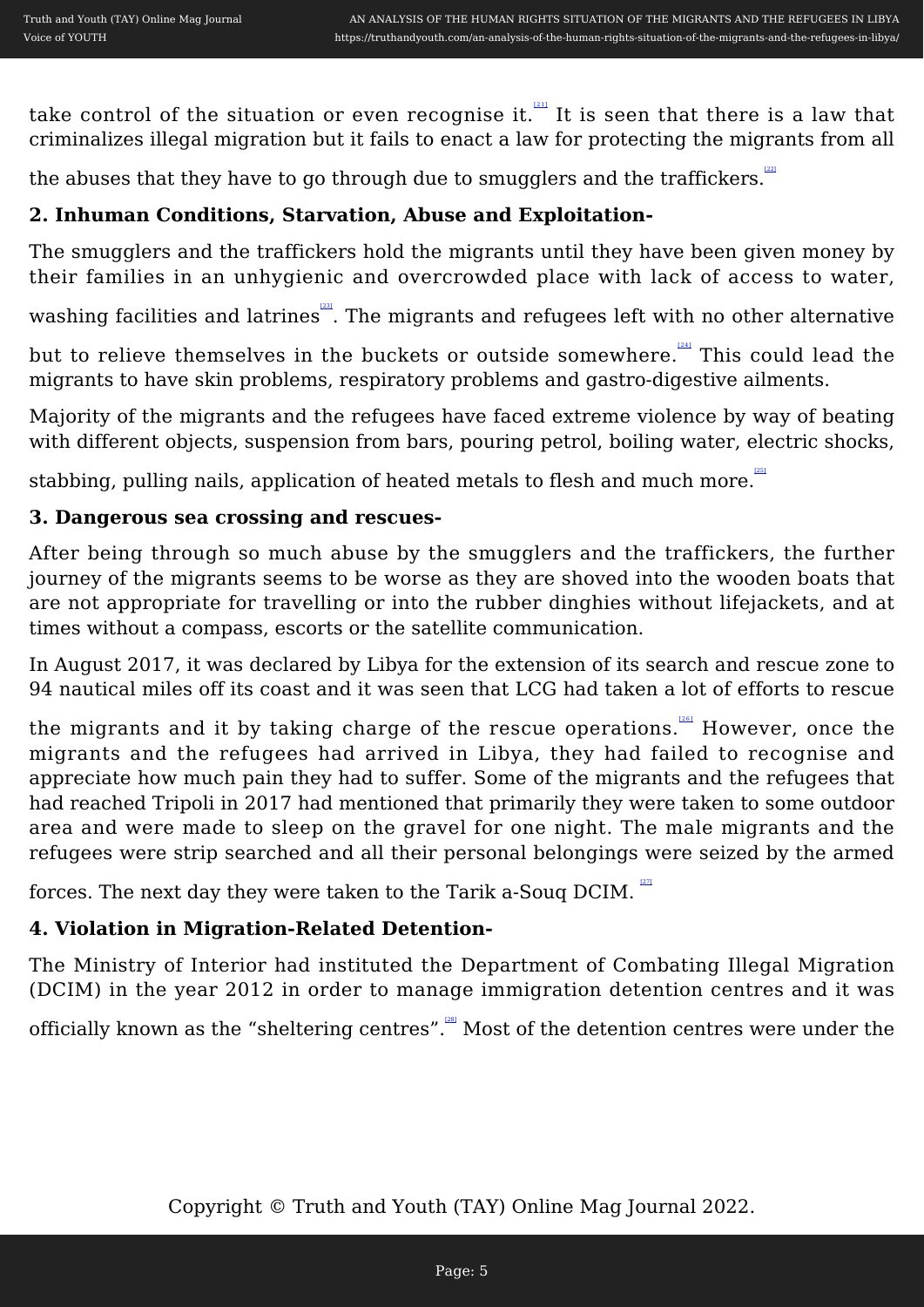take control of the situation or even recognise it.[21] It is seen that there is a law that criminalizes illegal migration but it fails to enact a law for protecting the migrants from all the abuses that they have to go through due to smugglers and the traffickers.[22]

**2. Inhuman Conditions, Starvation, Abuse and Exploitation-**

The smugglers and the traffickers hold the migrants until they have been given money by their families in an unhygienic and overcrowded place with lack of access to water, washing facilities and latrines[23]. The migrants and refugees left with no other alternative but to relieve themselves in the buckets or outside somewhere.[24] This could lead the migrants to have skin problems, respiratory problems and gastro-digestive ailments.

Majority of the migrants and the refugees have faced extreme violence by way of beating with different objects, suspension from bars, pouring petrol, boiling water, electric shocks, stabbing, pulling nails, application of heated metals to flesh and much more.[25]

**3. Dangerous sea crossing and rescues-**

After being through so much abuse by the smugglers and the traffickers, the further journey of the migrants seems to be worse as they are shoved into the wooden boats that are not appropriate for travelling or into the rubber dinghies without lifejackets, and at times without a compass, escorts or the satellite communication.

In August 2017, it was declared by Libya for the extension of its search and rescue zone to 94 nautical miles off its coast and it was seen that LCG had taken a lot of efforts to rescue the migrants and it by taking charge of the rescue operations.[26] However, once the migrants and the refugees had arrived in Libya, they had failed to recognise and appreciate how much pain they had to suffer. Some of the migrants and the refugees that had reached Tripoli in 2017 had mentioned that primarily they were taken to some outdoor area and were made to sleep on the gravel for one night. The male migrants and the refugees were strip searched and all their personal belongings were seized by the armed forces. The next day they were taken to the Tarik a-Souq DCIM. [27]

**4. Violation in Migration-Related Detention-**

The Ministry of Interior had instituted the Department of Combating Illegal Migration (DCIM) in the year 2012 in order to manage immigration detention centres and it was officially known as the "sheltering centres".[28] Most of the detention centres were under the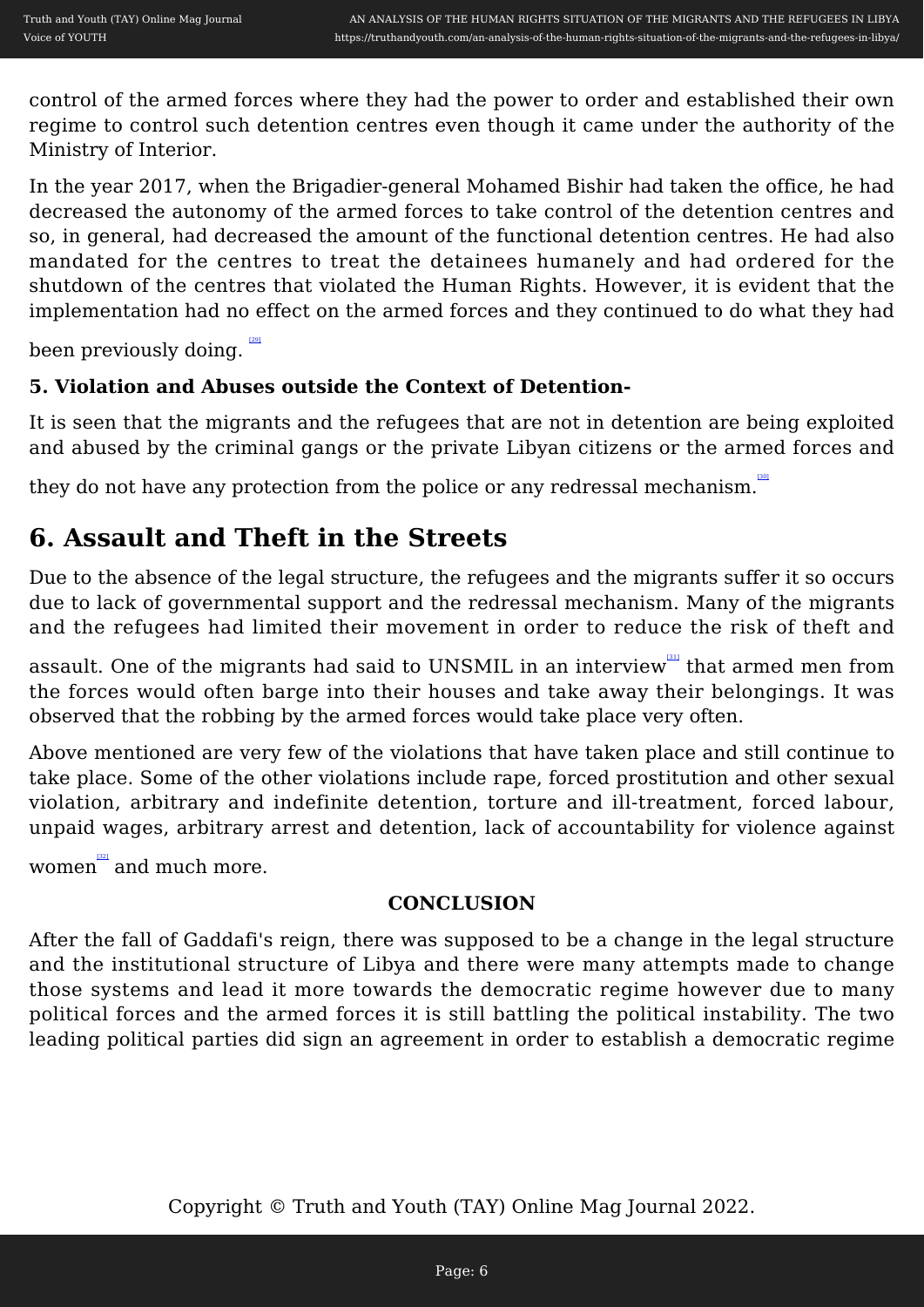control of the armed forces where they had the power to order and established their own regime to control such detention centres even though it came under the authority of the Ministry of Interior.

In the year 2017, when the Brigadier-general Mohamed Bishir had taken the office, he had decreased the autonomy of the armed forces to take control of the detention centres and so, in general, had decreased the amount of the functional detention centres. He had also mandated for the centres to treat the detainees humanely and had ordered for the shutdown of the centres that violated the Human Rights. However, it is evident that the implementation had no effect on the armed forces and they continued to do what they had been previously doing. [29]

**5. Violation and Abuses outside the Context of Detention-**

It is seen that the migrants and the refugees that are not in detention are being exploited and abused by the criminal gangs or the private Libyan citizens or the armed forces and they do not have any protection from the police or any redressal mechanism.[30]

## 6. Assault and Theft in the Streets

Due to the absence of the legal structure, the refugees and the migrants suffer it so occurs due to lack of governmental support and the redressal mechanism. Many of the migrants and the refugees had limited their movement in order to reduce the risk of theft and assault. One of the migrants had said to UNSMIL in an interview[31] that armed men from the forces would often barge into their houses and take away their belongings. It was observed that the robbing by the armed forces would take place very often.

Above mentioned are very few of the violations that have taken place and still continue to take place. Some of the other violations include rape, forced prostitution and other sexual violation, arbitrary and indefinite detention, torture and ill-treatment, forced labour, unpaid wages, arbitrary arrest and detention, lack of accountability for violence against women[32] and much more.

**CONCLUSION**

After the fall of Gaddafi's reign, there was supposed to be a change in the legal structure and the institutional structure of Libya and there were many attempts made to change those systems and lead it more towards the democratic regime however due to many political forces and the armed forces it is still battling the political instability. The two leading political parties did sign an agreement in order to establish a democratic regime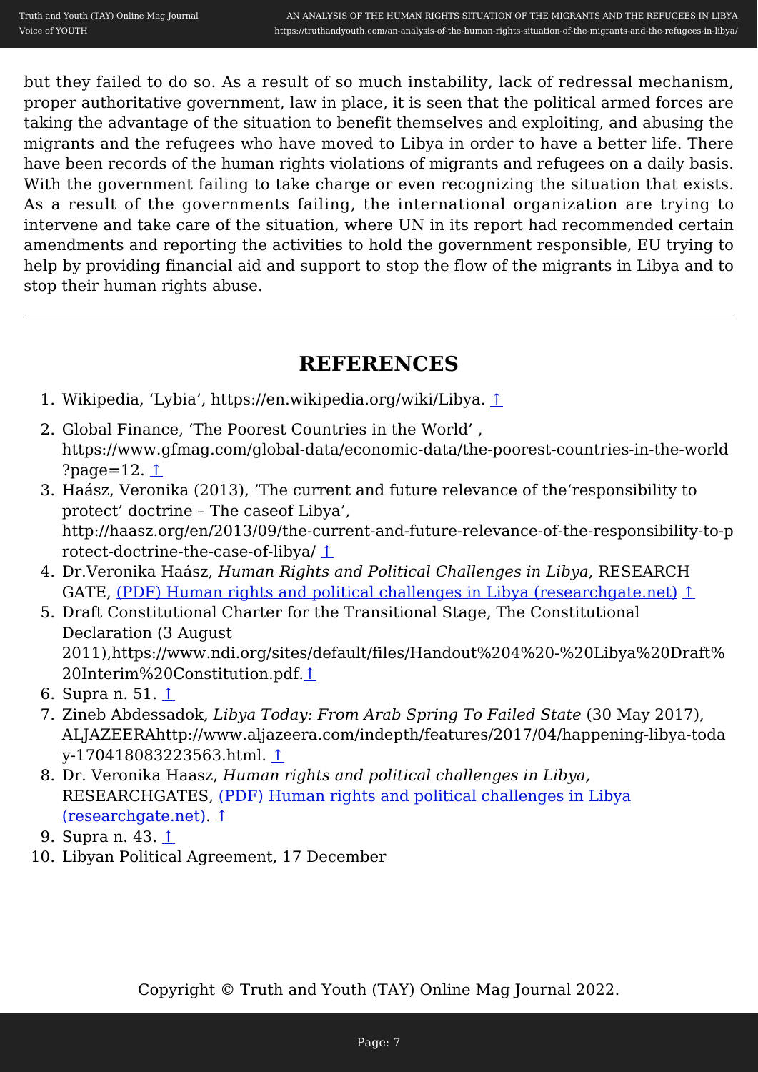but they failed to do so. As a result of so much instability, lack of redressal mechanism, proper authoritative government, law in place, it is seen that the political armed forces are taking the advantage of the situation to benefit themselves and exploiting, and abusing the migrants and the refugees who have moved to Libya in order to have a better life. There have been records of the human rights violations of migrants and refugees on a daily basis. With the government failing to take charge or even recognizing the situation that exists. As a result of the governments failing, the international organization are trying to intervene and take care of the situation, where UN in its report had recommended certain amendments and reporting the activities to hold the government responsible, EU trying to help by providing financial aid and support to stop the flow of the migrants in Libya and to stop their human rights abuse.

---

## REFERENCES

1. Wikipedia, 'Lybia', https://en.wikipedia.org/wiki/Libya. ↑
2. Global Finance, 'The Poorest Countries in the World' , https://www.gfmag.com/global-data/economic-data/the-poorest-countries-in-the-world?page=12. ↑
3. Haász, Veronika (2013), 'The current and future relevance of the'responsibility to protect' doctrine – The caseof Libya', http://haasz.org/en/2013/09/the-current-and-future-relevance-of-the-responsibility-to-protect-doctrine-the-case-of-libya/ ↑
4. Dr.Veronika Haász, *Human Rights and Political Challenges in Libya*, RESEARCH GATE, (PDF) Human rights and political challenges in Libya (researchgate.net) ↑
5. Draft Constitutional Charter for the Transitional Stage, The Constitutional Declaration (3 August 2011),https://www.ndi.org/sites/default/files/Handout%204%20-%20Libya%20Draft%20Interim%20Constitution.pdf.↑
6. Supra n. 51. ↑
7. Zineb Abdessadok, *Libya Today: From Arab Spring To Failed State* (30 May 2017), ALJAZEERAhttp://www.aljazeera.com/indepth/features/2017/04/happening-libya-today-170418083223563.html. ↑
8. Dr. Veronika Haasz, *Human rights and political challenges in Libya,* RESEARCHGATES, (PDF) Human rights and political challenges in Libya (researchgate.net). ↑
9. Supra n. 43. ↑
10. Libyan Political Agreement, 17 December

Copyright © Truth and Youth (TAY) Online Mag Journal 2022.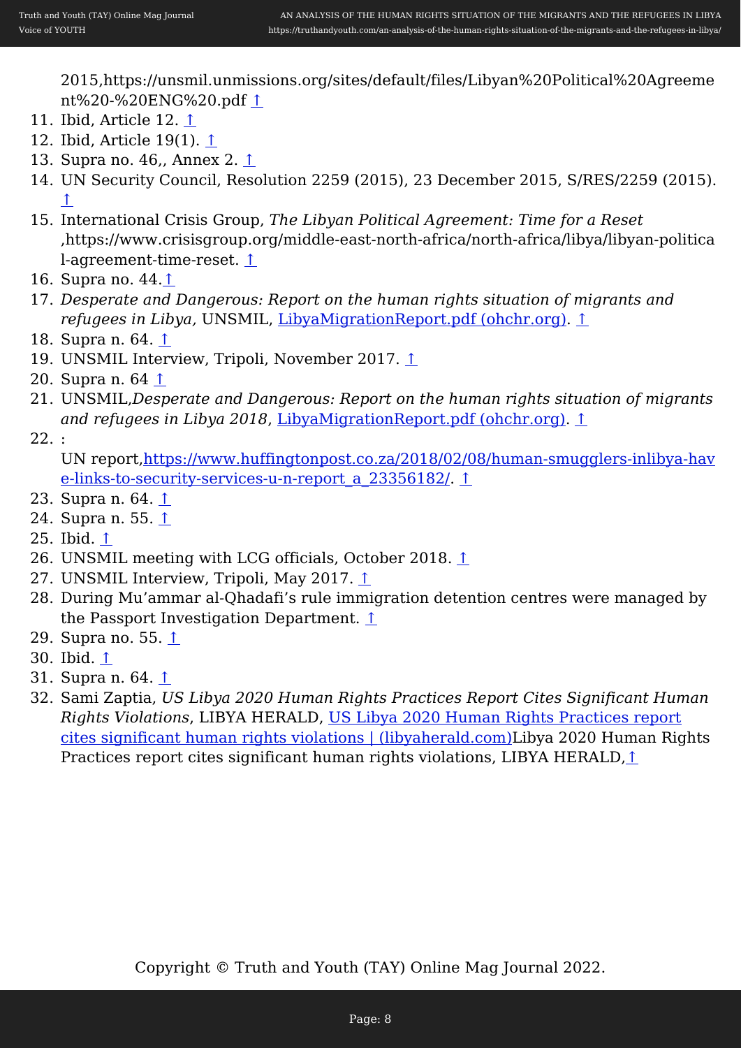2015,https://unsmil.unmissions.org/sites/default/files/Libyan%20Political%20Agreement%20-%20ENG%20.pdf ↑

11. Ibid, Article 12. ↑
12. Ibid, Article 19(1). ↑
13. Supra no. 46,, Annex 2. ↑
14. UN Security Council, Resolution 2259 (2015), 23 December 2015, S/RES/2259 (2015). ↑
15. International Crisis Group, *The Libyan Political Agreement: Time for a Reset* ,https://www.crisisgroup.org/middle-east-north-africa/north-africa/libya/libyan-political-agreement-time-reset. ↑
16. Supra no. 44.↑
17. *Desperate and Dangerous: Report on the human rights situation of migrants and refugees in Libya,* UNSMIL, [LibyaMigrationReport.pdf (ohchr.org)](LibyaMigrationReport.pdf). ↑
18. Supra n. 64. ↑
19. UNSMIL Interview, Tripoli, November 2017. ↑
20. Supra n. 64 ↑
21. UNSMIL,*Desperate and Dangerous: Report on the human rights situation of migrants and refugees in Libya 2018*, [LibyaMigrationReport.pdf (ohchr.org)](LibyaMigrationReport.pdf). ↑
22. : UN report,[https://www.huffingtonpost.co.za/2018/02/08/human-smugglers-inlibya-have-links-to-security-services-u-n-report_a_23356182/](https://www.huffingtonpost.co.za/2018/02/08/human-smugglers-inlibya-have-links-to-security-services-u-n-report_a_23356182/). ↑
23. Supra n. 64. ↑
24. Supra n. 55. ↑
25. Ibid. ↑
26. UNSMIL meeting with LCG officials, October 2018. ↑
27. UNSMIL Interview, Tripoli, May 2017. ↑
28. During Mu'ammar al-Qhadafi's rule immigration detention centres were managed by the Passport Investigation Department. ↑
29. Supra no. 55. ↑
30. Ibid. ↑
31. Supra n. 64. ↑
32. Sami Zaptia, *US Libya 2020 Human Rights Practices Report Cites Significant Human Rights Violations*, LIBYA HERALD, [US Libya 2020 Human Rights Practices report cites significant human rights violations | (libyaherald.com)](libyaherald.com)Libya 2020 Human Rights Practices report cites significant human rights violations, LIBYA HERALD,↑

Copyright © Truth and Youth (TAY) Online Mag Journal 2022.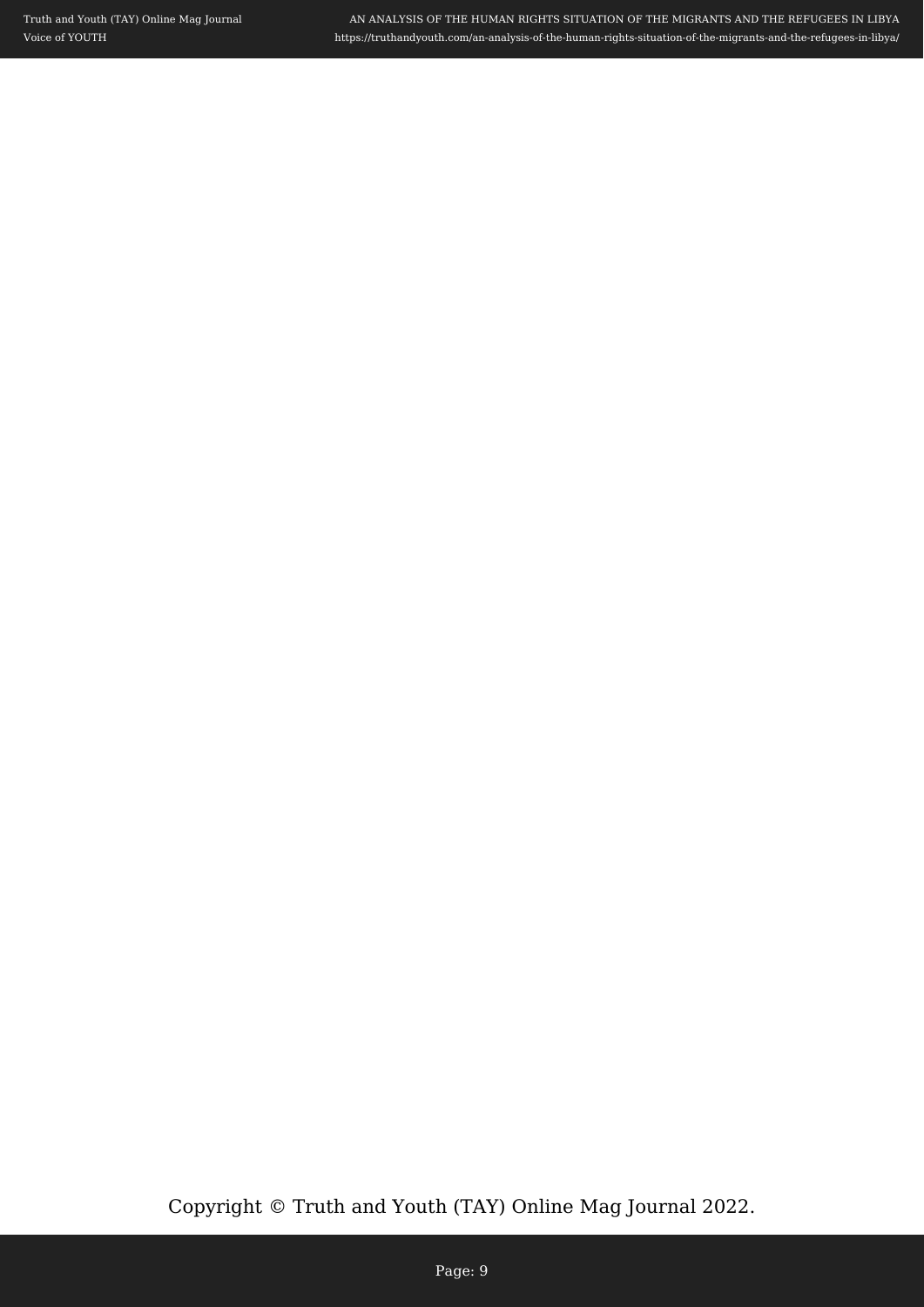Copyright © Truth and Youth (TAY) Online Mag Journal 2022.